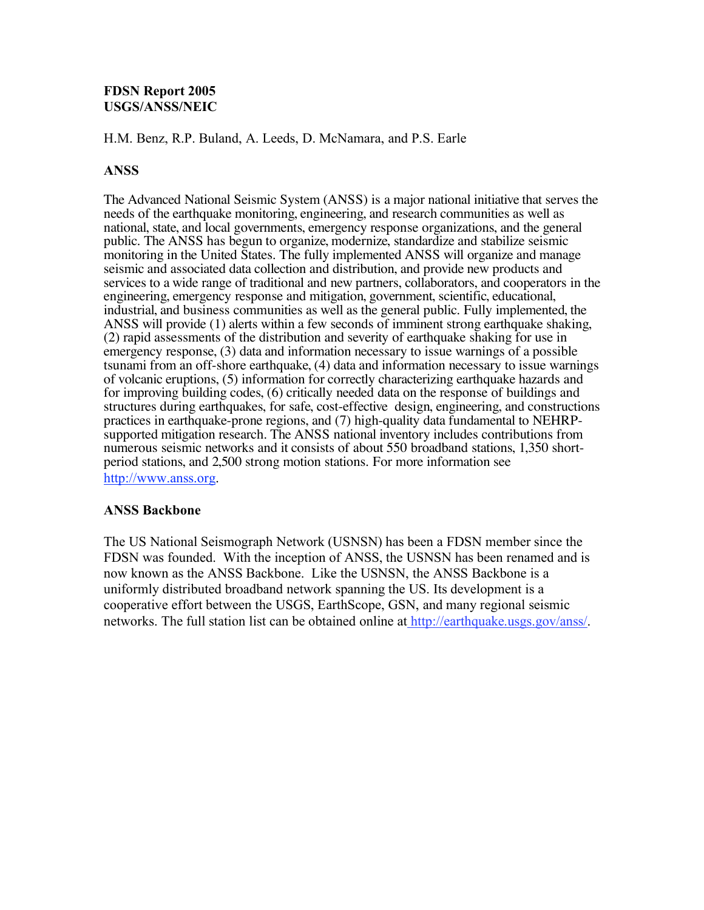**FDSN Report 2005**
**USGS/ANSS/NEIC**

H.M. Benz, R.P. Buland, A. Leeds, D. McNamara, and P.S. Earle

## ANSS

The Advanced National Seismic System (ANSS) is a major national initiative that serves the needs of the earthquake monitoring, engineering, and research communities as well as national, state, and local governments, emergency response organizations, and the general public. The ANSS has begun to organize, modernize, standardize and stabilize seismic monitoring in the United States. The fully implemented ANSS will organize and manage seismic and associated data collection and distribution, and provide new products and services to a wide range of traditional and new partners, collaborators, and cooperators in the engineering, emergency response and mitigation, government, scientific, educational, industrial, and business communities as well as the general public. Fully implemented, the ANSS will provide (1) alerts within a few seconds of imminent strong earthquake shaking, (2) rapid assessments of the distribution and severity of earthquake shaking for use in emergency response, (3) data and information necessary to issue warnings of a possible tsunami from an off-shore earthquake, (4) data and information necessary to issue warnings of volcanic eruptions, (5) information for correctly characterizing earthquake hazards and for improving building codes, (6) critically needed data on the response of buildings and structures during earthquakes, for safe, cost-effective design, engineering, and constructions practices in earthquake-prone regions, and (7) high-quality data fundamental to NEHRP-supported mitigation research. The ANSS national inventory includes contributions from numerous seismic networks and it consists of about 550 broadband stations, 1,350 short-period stations, and 2,500 strong motion stations. For more information see http://www.anss.org.

## ANSS Backbone

The US National Seismograph Network (USNSN) has been a FDSN member since the FDSN was founded. With the inception of ANSS, the USNSN has been renamed and is now known as the ANSS Backbone. Like the USNSN, the ANSS Backbone is a uniformly distributed broadband network spanning the US. Its development is a cooperative effort between the USGS, EarthScope, GSN, and many regional seismic networks. The full station list can be obtained online at http://earthquake.usgs.gov/anss/.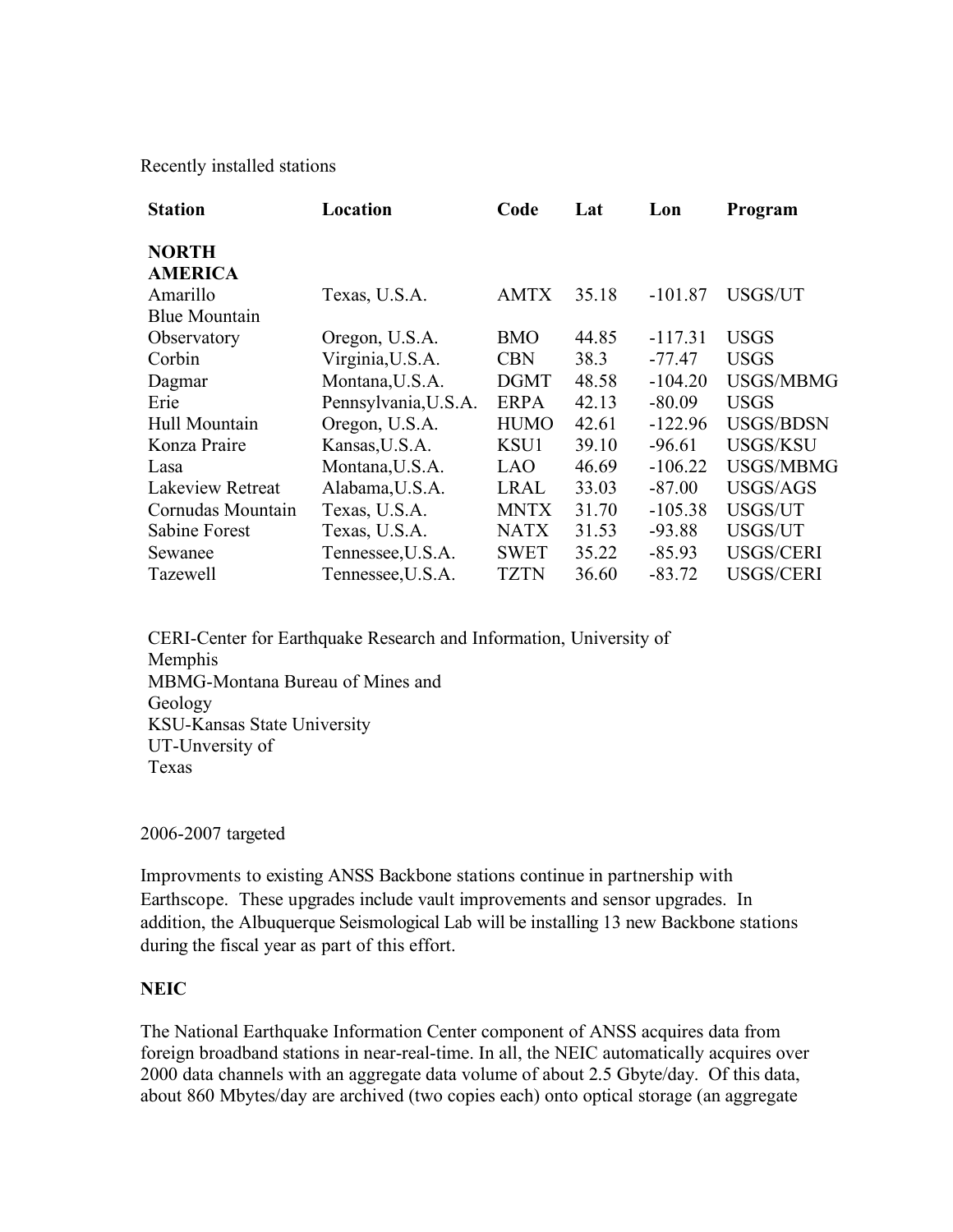Recently installed stations

| Station | Location | Code | Lat | Lon | Program |
|---|---|---|---|---|---|
| **NORTH AMERICA** | | | | | |
| Amarillo | Texas, U.S.A. | AMTX | 35.18 | -101.87 | USGS/UT |
| Blue Mountain Observatory | Oregon, U.S.A. | BMO | 44.85 | -117.31 | USGS |
| Corbin | Virginia,U.S.A. | CBN | 38.3 | -77.47 | USGS |
| Dagmar | Montana,U.S.A. | DGMT | 48.58 | -104.20 | USGS/MBMG |
| Erie | Pennsylvania,U.S.A. | ERPA | 42.13 | -80.09 | USGS |
| Hull Mountain | Oregon, U.S.A. | HUMO | 42.61 | -122.96 | USGS/BDSN |
| Konza Praire | Kansas,U.S.A. | KSU1 | 39.10 | -96.61 | USGS/KSU |
| Lasa | Montana,U.S.A. | LAO | 46.69 | -106.22 | USGS/MBMG |
| Lakeview Retreat | Alabama,U.S.A. | LRAL | 33.03 | -87.00 | USGS/AGS |
| Cornudas Mountain | Texas, U.S.A. | MNTX | 31.70 | -105.38 | USGS/UT |
| Sabine Forest | Texas, U.S.A. | NATX | 31.53 | -93.88 | USGS/UT |
| Sewanee | Tennessee,U.S.A. | SWET | 35.22 | -85.93 | USGS/CERI |
| Tazewell | Tennessee,U.S.A. | TZTN | 36.60 | -83.72 | USGS/CERI |

CERI-Center for Earthquake Research and Information, University of Memphis
MBMG-Montana Bureau of Mines and Geology
KSU-Kansas State University
UT-Unversity of Texas

2006-2007 targeted

Improvments to existing ANSS Backbone stations continue in partnership with Earthscope. These upgrades include vault improvements and sensor upgrades. In addition, the Albuquerque Seismological Lab will be installing 13 new Backbone stations during the fiscal year as part of this effort.

**NEIC**

The National Earthquake Information Center component of ANSS acquires data from foreign broadband stations in near-real-time. In all, the NEIC automatically acquires over 2000 data channels with an aggregate data volume of about 2.5 Gbyte/day. Of this data, about 860 Mbytes/day are archived (two copies each) onto optical storage (an aggregate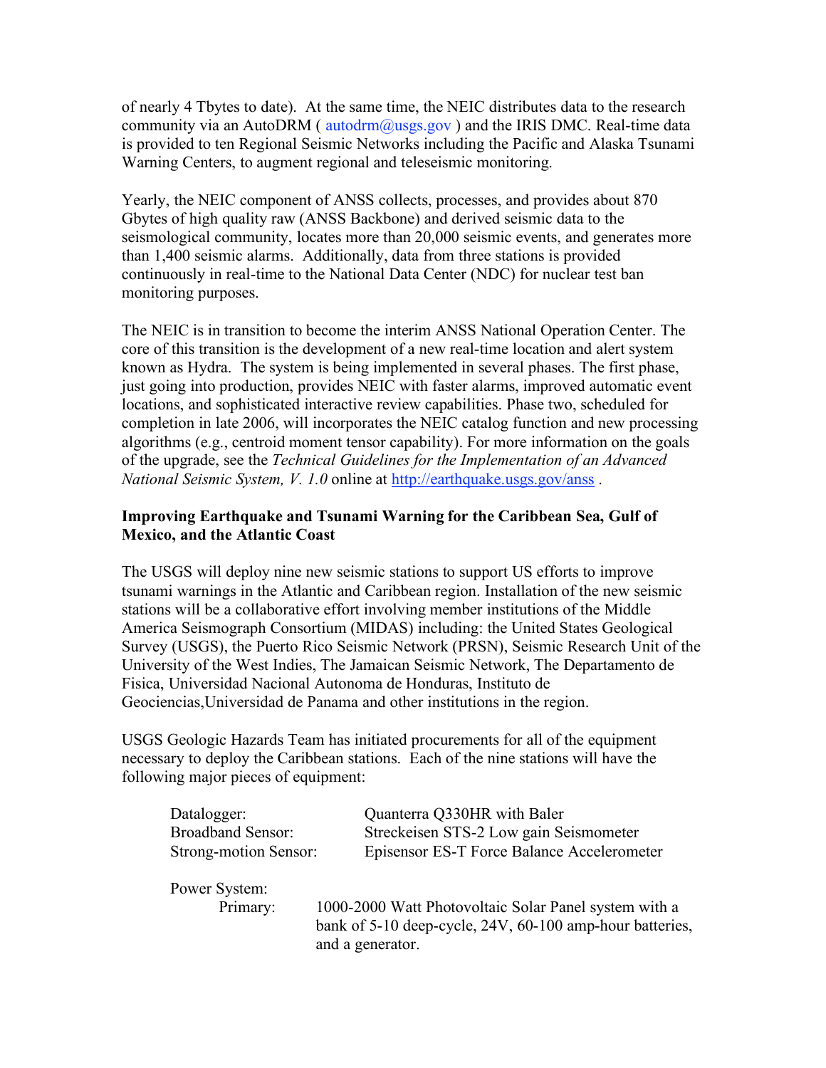of nearly 4 Tbytes to date). At the same time, the NEIC distributes data to the research community via an AutoDRM ( autodrm@usgs.gov ) and the IRIS DMC. Real-time data is provided to ten Regional Seismic Networks including the Pacific and Alaska Tsunami Warning Centers, to augment regional and teleseismic monitoring.

Yearly, the NEIC component of ANSS collects, processes, and provides about 870 Gbytes of high quality raw (ANSS Backbone) and derived seismic data to the seismological community, locates more than 20,000 seismic events, and generates more than 1,400 seismic alarms. Additionally, data from three stations is provided continuously in real-time to the National Data Center (NDC) for nuclear test ban monitoring purposes.

The NEIC is in transition to become the interim ANSS National Operation Center. The core of this transition is the development of a new real-time location and alert system known as Hydra. The system is being implemented in several phases. The first phase, just going into production, provides NEIC with faster alarms, improved automatic event locations, and sophisticated interactive review capabilities. Phase two, scheduled for completion in late 2006, will incorporates the NEIC catalog function and new processing algorithms (e.g., centroid moment tensor capability). For more information on the goals of the upgrade, see the *Technical Guidelines for the Implementation of an Advanced National Seismic System, V. 1.0* online at http://earthquake.usgs.gov/anss .

**Improving Earthquake and Tsunami Warning for the Caribbean Sea, Gulf of Mexico, and the Atlantic Coast**

The USGS will deploy nine new seismic stations to support US efforts to improve tsunami warnings in the Atlantic and Caribbean region. Installation of the new seismic stations will be a collaborative effort involving member institutions of the Middle America Seismograph Consortium (MIDAS) including: the United States Geological Survey (USGS), the Puerto Rico Seismic Network (PRSN), Seismic Research Unit of the University of the West Indies, The Jamaican Seismic Network, The Departamento de Fisica, Universidad Nacional Autonoma de Honduras, Instituto de Geociencias,Universidad de Panama and other institutions in the region.

USGS Geologic Hazards Team has initiated procurements for all of the equipment necessary to deploy the Caribbean stations. Each of the nine stations will have the following major pieces of equipment:

Datalogger: Quanterra Q330HR with Baler
Broadband Sensor: Streckeisen STS-2 Low gain Seismometer
Strong-motion Sensor: Episensor ES-T Force Balance Accelerometer

Power System:
Primary: 1000-2000 Watt Photovoltaic Solar Panel system with a bank of 5-10 deep-cycle, 24V, 60-100 amp-hour batteries, and a generator.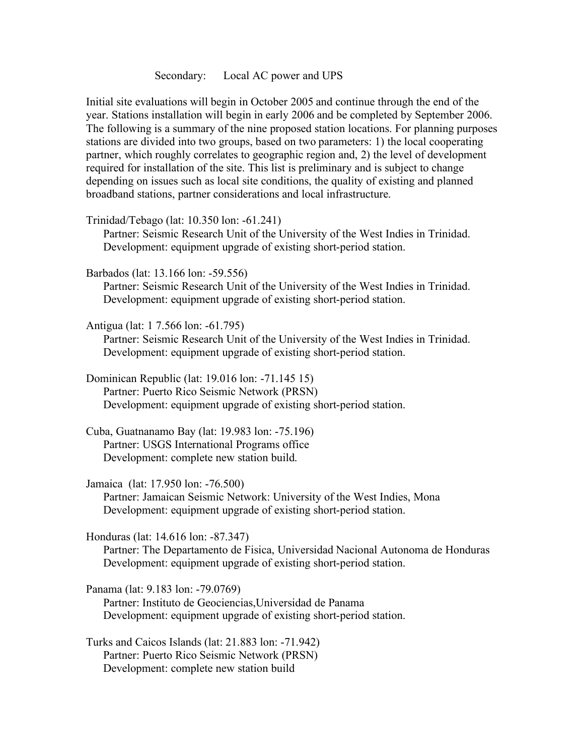Secondary: Local AC power and UPS

Initial site evaluations will begin in October 2005 and continue through the end of the year. Stations installation will begin in early 2006 and be completed by September 2006. The following is a summary of the nine proposed station locations. For planning purposes stations are divided into two groups, based on two parameters: 1) the local cooperating partner, which roughly correlates to geographic region and, 2) the level of development required for installation of the site. This list is preliminary and is subject to change depending on issues such as local site conditions, the quality of existing and planned broadband stations, partner considerations and local infrastructure.

Trinidad/Tebago (lat: 10.350 lon: -61.241)
  Partner: Seismic Research Unit of the University of the West Indies in Trinidad.
  Development: equipment upgrade of existing short-period station.

Barbados (lat: 13.166 lon: -59.556)
  Partner: Seismic Research Unit of the University of the West Indies in Trinidad.
  Development: equipment upgrade of existing short-period station.

Antigua (lat: 1 7.566 lon: -61.795)
  Partner: Seismic Research Unit of the University of the West Indies in Trinidad.
  Development: equipment upgrade of existing short-period station.

Dominican Republic (lat: 19.016 lon: -71.145 15)
  Partner: Puerto Rico Seismic Network (PRSN)
  Development: equipment upgrade of existing short-period station.

Cuba, Guatnanamo Bay (lat: 19.983 lon: -75.196)
  Partner: USGS International Programs office
  Development: complete new station build.

Jamaica (lat: 17.950 lon: -76.500)
  Partner: Jamaican Seismic Network: University of the West Indies, Mona
  Development: equipment upgrade of existing short-period station.

Honduras (lat: 14.616 lon: -87.347)
  Partner: The Departamento de Fisica, Universidad Nacional Autonoma de Honduras
  Development: equipment upgrade of existing short-period station.

Panama (lat: 9.183 lon: -79.0769)
  Partner: Instituto de Geociencias,Universidad de Panama
  Development: equipment upgrade of existing short-period station.

Turks and Caicos Islands (lat: 21.883 lon: -71.942)
  Partner: Puerto Rico Seismic Network (PRSN)
  Development: complete new station build